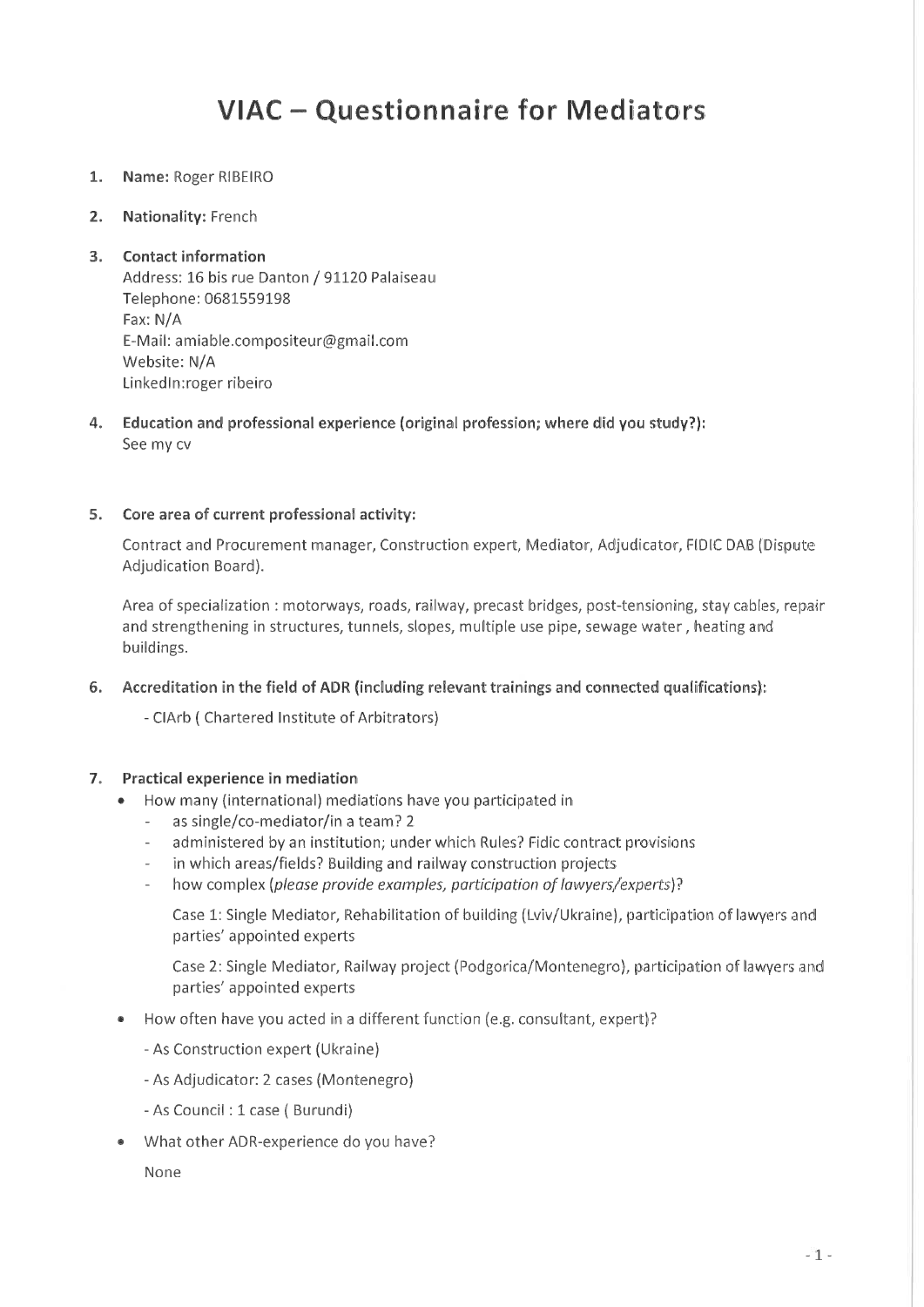# VIAC – Questionnaire for Mediators

1. **Name:** Roger RIBEIRO

2. **Nationality:** French

3. **Contact information**
   Address: 16 bis rue Danton / 91120 Palaiseau
   Telephone: 0681559198
   Fax: N/A
   E-Mail: amiable.compositeur@gmail.com
   Website: N/A
   LinkedIn:roger ribeiro

4. **Education and professional experience (original profession; where did you study?):**
   See my cv

5. **Core area of current professional activity:**

   Contract and Procurement manager, Construction expert, Mediator, Adjudicator, FIDIC DAB (Dispute Adjudication Board).

   Area of specialization : motorways, roads, railway, precast bridges, post-tensioning, stay cables, repair and strengthening in structures, tunnels, slopes, multiple use pipe, sewage water , heating and buildings.

6. **Accreditation in the field of ADR (including relevant trainings and connected qualifications):**

   - CIArb ( Chartered Institute of Arbitrators)

7. **Practical experience in mediation**
   - How many (international) mediations have you participated in
     - as single/co-mediator/in a team? 2
     - administered by an institution; under which Rules? Fidic contract provisions
     - in which areas/fields? Building and railway construction projects
     - how complex (*please provide examples, participation of lawyers/experts*)?

       Case 1: Single Mediator, Rehabilitation of building (Lviv/Ukraine), participation of lawyers and parties' appointed experts

       Case 2: Single Mediator, Railway project (Podgorica/Montenegro), participation of lawyers and parties' appointed experts

   - How often have you acted in a different function (e.g. consultant, expert)?

     - As Construction expert (Ukraine)

     - As Adjudicator: 2 cases (Montenegro)

     - As Council : 1 case ( Burundi)

   - What other ADR-experience do you have?

     None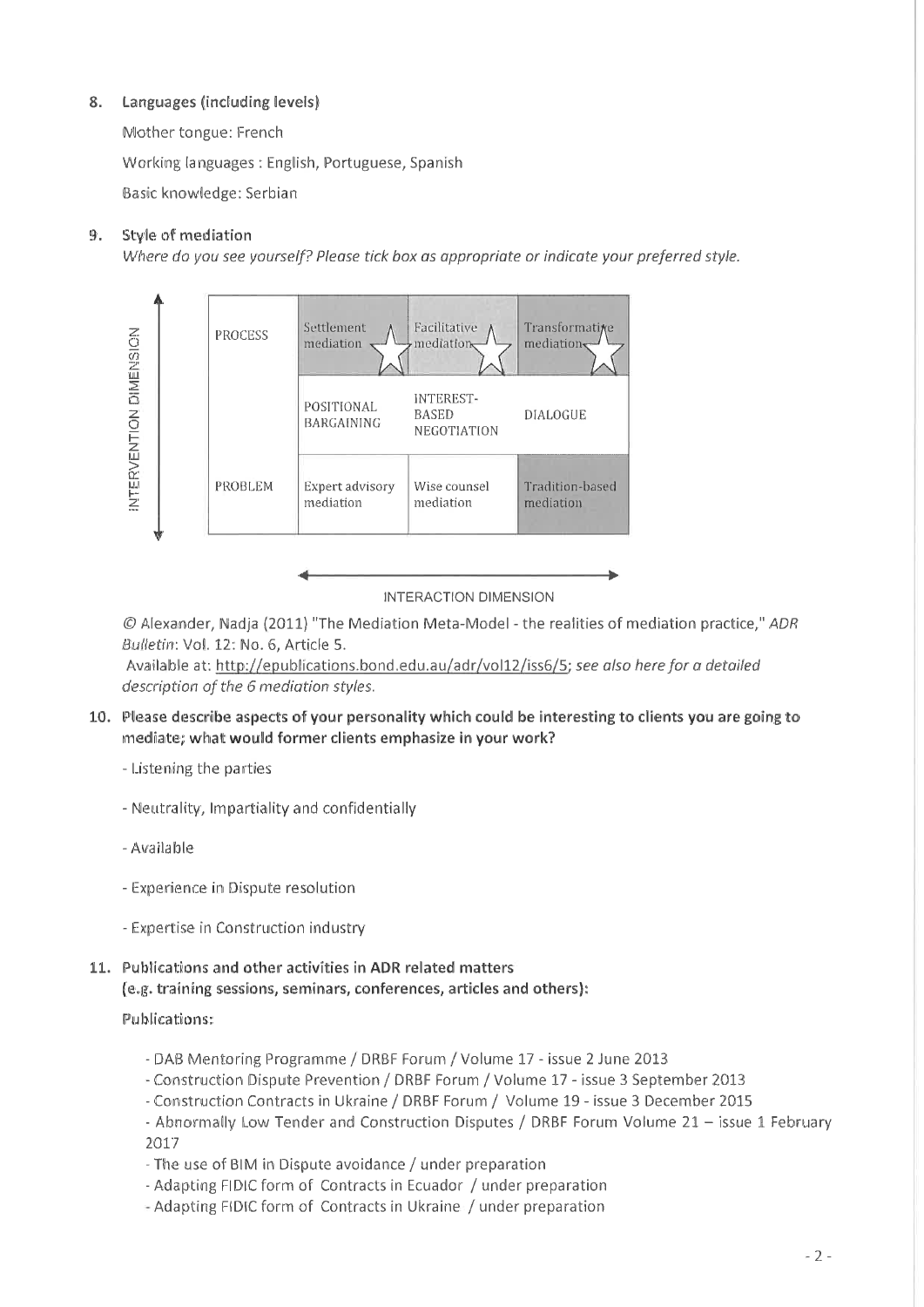8. **Languages (including levels)**

   Mother tongue: French

   Working languages : English, Portuguese, Spanish

   Basic knowledge: Serbian

9. **Style of mediation**

   *Where do you see yourself? Please tick box as appropriate or indicate your preferred style.*

| | | | |
|---|---|---|---|
| PROCESS | Settlement mediation | Facilitative mediation | Transformative mediation |
| | POSITIONAL BARGAINING | INTEREST-BASED NEGOTIATION | DIALOGUE |
| PROBLEM | Expert advisory mediation | Wise counsel mediation | Tradition-based mediation |

INTERVENTION DIMENSION (vertical axis) — INTERACTION DIMENSION (horizontal axis)

© Alexander, Nadja (2011) "The Mediation Meta-Model - the realities of mediation practice," *ADR Bulletin*: Vol. 12: No. 6, Article 5.
Available at: http://epublications.bond.edu.au/adr/vol12/iss6/5; *see also here for a detailed description of the 6 mediation styles.*

10. **Please describe aspects of your personality which could be interesting to clients you are going to mediate; what would former clients emphasize in your work?**

   - Listening the parties

   - Neutrality, Impartiality and confidentially

   - Available

   - Experience in Dispute resolution

   - Expertise in Construction industry

11. **Publications and other activities in ADR related matters**
    **(e.g. training sessions, seminars, conferences, articles and others):**

   **Publications:**

   - DAB Mentoring Programme / DRBF Forum / Volume 17 - issue 2 June 2013
   - Construction Dispute Prevention / DRBF Forum / Volume 17 - issue 3 September 2013
   - Construction Contracts in Ukraine / DRBF Forum / Volume 19 - issue 3 December 2015
   - Abnormally Low Tender and Construction Disputes / DRBF Forum Volume 21 – issue 1 February 2017
   - The use of BIM in Dispute avoidance / under preparation
   - Adapting FIDIC form of Contracts in Ecuador / under preparation
   - Adapting FIDIC form of Contracts in Ukraine / under preparation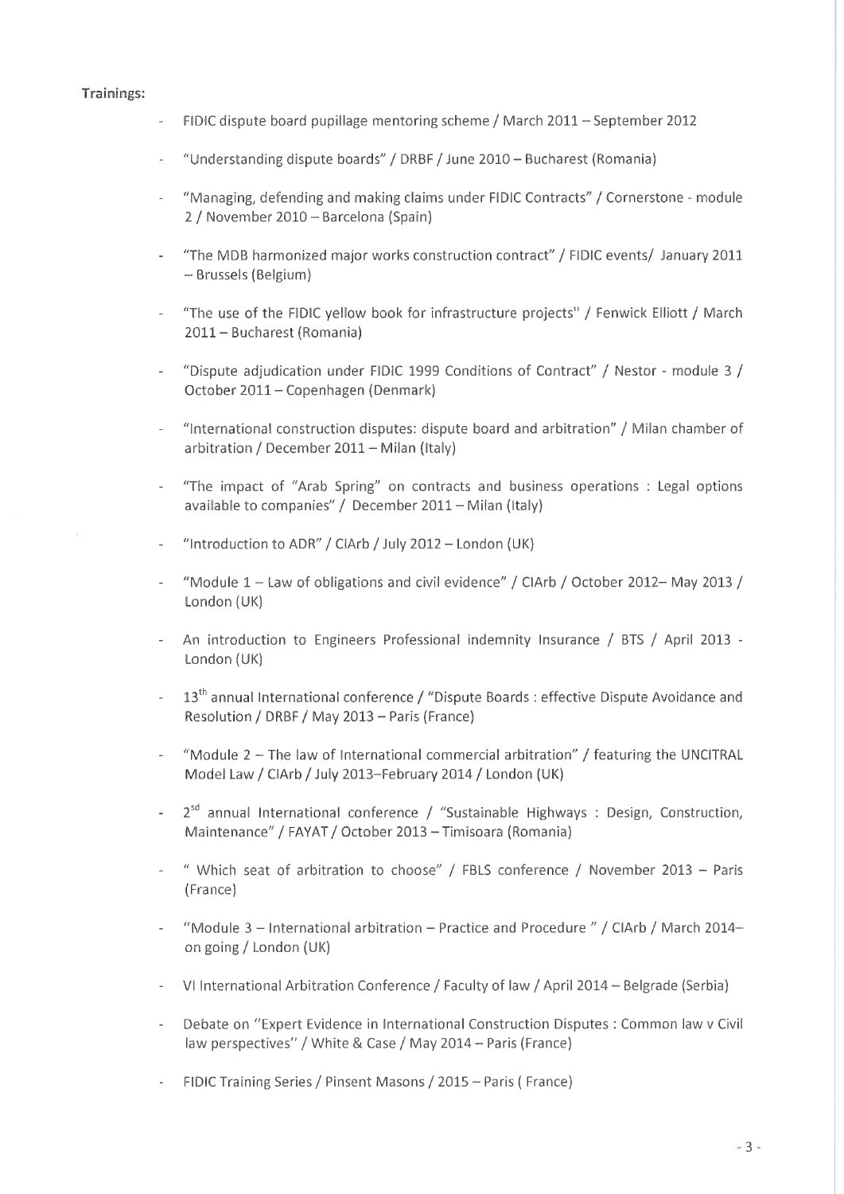**Trainings:**

- FIDIC dispute board pupillage mentoring scheme / March 2011 – September 2012
- "Understanding dispute boards" / DRBF / June 2010 – Bucharest (Romania)
- "Managing, defending and making claims under FIDIC Contracts" / Cornerstone - module 2 / November 2010 – Barcelona (Spain)
- "The MDB harmonized major works construction contract" / FIDIC events/ January 2011 – Brussels (Belgium)
- "The use of the FIDIC yellow book for infrastructure projects" / Fenwick Elliott / March 2011 – Bucharest (Romania)
- "Dispute adjudication under FIDIC 1999 Conditions of Contract" / Nestor - module 3 / October 2011 – Copenhagen (Denmark)
- "International construction disputes: dispute board and arbitration" / Milan chamber of arbitration / December 2011 – Milan (Italy)
- "The impact of "Arab Spring" on contracts and business operations : Legal options available to companies" / December 2011 – Milan (Italy)
- "Introduction to ADR" / CIArb / July 2012 – London (UK)
- "Module 1 – Law of obligations and civil evidence" / CIArb / October 2012– May 2013 / London (UK)
- An introduction to Engineers Professional indemnity Insurance / BTS / April 2013 - London (UK)
- 13th annual International conference / "Dispute Boards : effective Dispute Avoidance and Resolution / DRBF / May 2013 – Paris (France)
- "Module 2 – The law of International commercial arbitration" / featuring the UNCITRAL Model Law / CIArb / July 2013–February 2014 / London (UK)
- 2sd annual International conference / "Sustainable Highways : Design, Construction, Maintenance" / FAYAT / October 2013 – Timisoara (Romania)
- " Which seat of arbitration to choose" / FBLS conference / November 2013 – Paris (France)
- "Module 3 – International arbitration – Practice and Procedure " / CIArb / March 2014– on going / London (UK)
- VI International Arbitration Conference / Faculty of law / April 2014 – Belgrade (Serbia)
- Debate on "Expert Evidence in International Construction Disputes : Common law v Civil law perspectives" / White & Case / May 2014 – Paris (France)
- FIDIC Training Series / Pinsent Masons / 2015 – Paris ( France)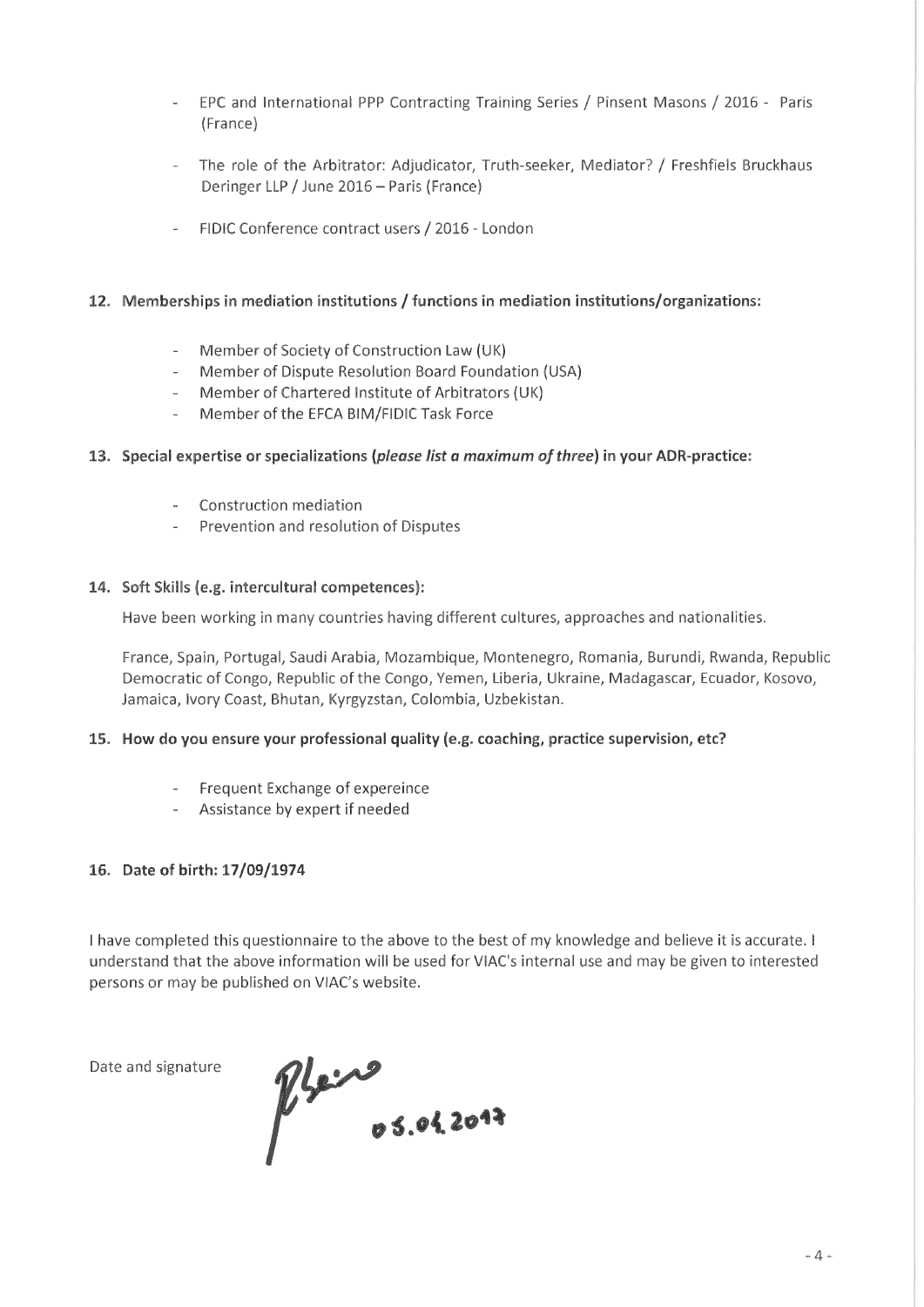- EPC and International PPP Contracting Training Series / Pinsent Masons / 2016 - Paris (France)

- The role of the Arbitrator: Adjudicator, Truth-seeker, Mediator? / Freshfiels Bruckhaus Deringer LLP / June 2016 – Paris (France)

- FIDIC Conference contract users / 2016 - London

**12. Memberships in mediation institutions / functions in mediation institutions/organizations:**

- Member of Society of Construction Law (UK)
- Member of Dispute Resolution Board Foundation (USA)
- Member of Chartered Institute of Arbitrators (UK)
- Member of the EFCA BIM/FIDIC Task Force

**13. Special expertise or specializations (*please list a maximum of three*) in your ADR-practice:**

- Construction mediation
- Prevention and resolution of Disputes

**14. Soft Skills (e.g. intercultural competences):**

Have been working in many countries having different cultures, approaches and nationalities.

France, Spain, Portugal, Saudi Arabia, Mozambique, Montenegro, Romania, Burundi, Rwanda, Republic Democratic of Congo, Republic of the Congo, Yemen, Liberia, Ukraine, Madagascar, Ecuador, Kosovo, Jamaica, Ivory Coast, Bhutan, Kyrgyzstan, Colombia, Uzbekistan.

**15. How do you ensure your professional quality (e.g. coaching, practice supervision, etc?**

- Frequent Exchange of expereince
- Assistance by expert if needed

**16. Date of birth: 17/09/1974**

I have completed this questionnaire to the above to the best of my knowledge and believe it is accurate. I understand that the above information will be used for VIAC's internal use and may be given to interested persons or may be published on VIAC's website.

Date and signature 05.04.2017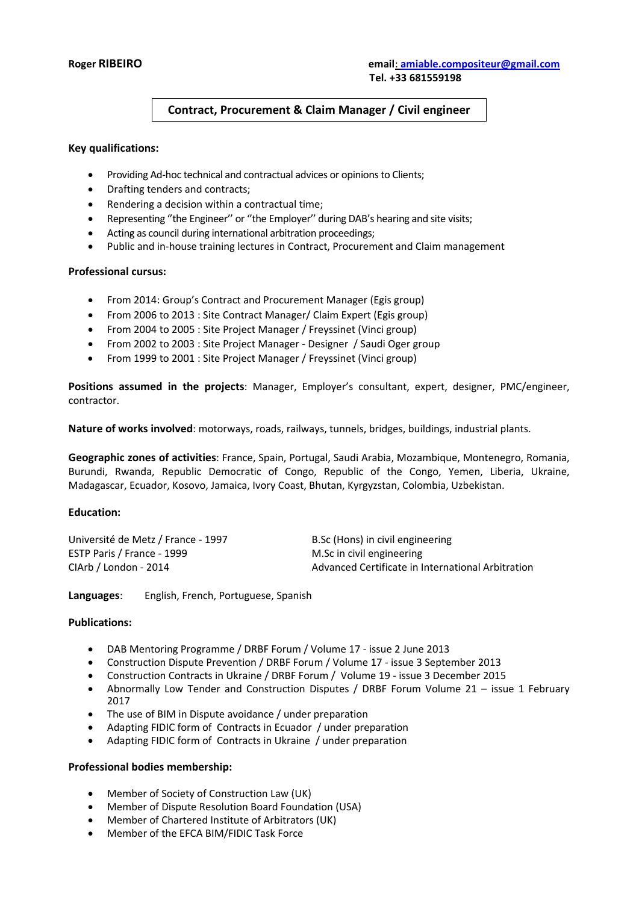**Roger RIBEIRO**

**email: amiable.compositeur@gmail.com**
**Tel. +33 681559198**

## Contract, Procurement & Claim Manager / Civil engineer

**Key qualifications:**

- Providing Ad-hoc technical and contractual advices or opinions to Clients;
- Drafting tenders and contracts;
- Rendering a decision within a contractual time;
- Representing ''the Engineer'' or ''the Employer'' during DAB's hearing and site visits;
- Acting as council during international arbitration proceedings;
- Public and in-house training lectures in Contract, Procurement and Claim management

**Professional cursus:**

- From 2014: Group's Contract and Procurement Manager (Egis group)
- From 2006 to 2013 : Site Contract Manager/ Claim Expert (Egis group)
- From 2004 to 2005 : Site Project Manager / Freyssinet (Vinci group)
- From 2002 to 2003 : Site Project Manager - Designer / Saudi Oger group
- From 1999 to 2001 : Site Project Manager / Freyssinet (Vinci group)

**Positions assumed in the projects**: Manager, Employer's consultant, expert, designer, PMC/engineer, contractor.

**Nature of works involved**: motorways, roads, railways, tunnels, bridges, buildings, industrial plants.

**Geographic zones of activities**: France, Spain, Portugal, Saudi Arabia, Mozambique, Montenegro, Romania, Burundi, Rwanda, Republic Democratic of Congo, Republic of the Congo, Yemen, Liberia, Ukraine, Madagascar, Ecuador, Kosovo, Jamaica, Ivory Coast, Bhutan, Kyrgyzstan, Colombia, Uzbekistan.

**Education:**

| | |
|---|---|
| Université de Metz / France - 1997 | B.Sc (Hons) in civil engineering |
| ESTP Paris / France - 1999 | M.Sc in civil engineering |
| CIArb / London - 2014 | Advanced Certificate in International Arbitration |

**Languages**: English, French, Portuguese, Spanish

**Publications:**

- DAB Mentoring Programme / DRBF Forum / Volume 17 - issue 2 June 2013
- Construction Dispute Prevention / DRBF Forum / Volume 17 - issue 3 September 2013
- Construction Contracts in Ukraine / DRBF Forum / Volume 19 - issue 3 December 2015
- Abnormally Low Tender and Construction Disputes / DRBF Forum Volume 21 – issue 1 February 2017
- The use of BIM in Dispute avoidance / under preparation
- Adapting FIDIC form of Contracts in Ecuador / under preparation
- Adapting FIDIC form of Contracts in Ukraine / under preparation

**Professional bodies membership:**

- Member of Society of Construction Law (UK)
- Member of Dispute Resolution Board Foundation (USA)
- Member of Chartered Institute of Arbitrators (UK)
- Member of the EFCA BIM/FIDIC Task Force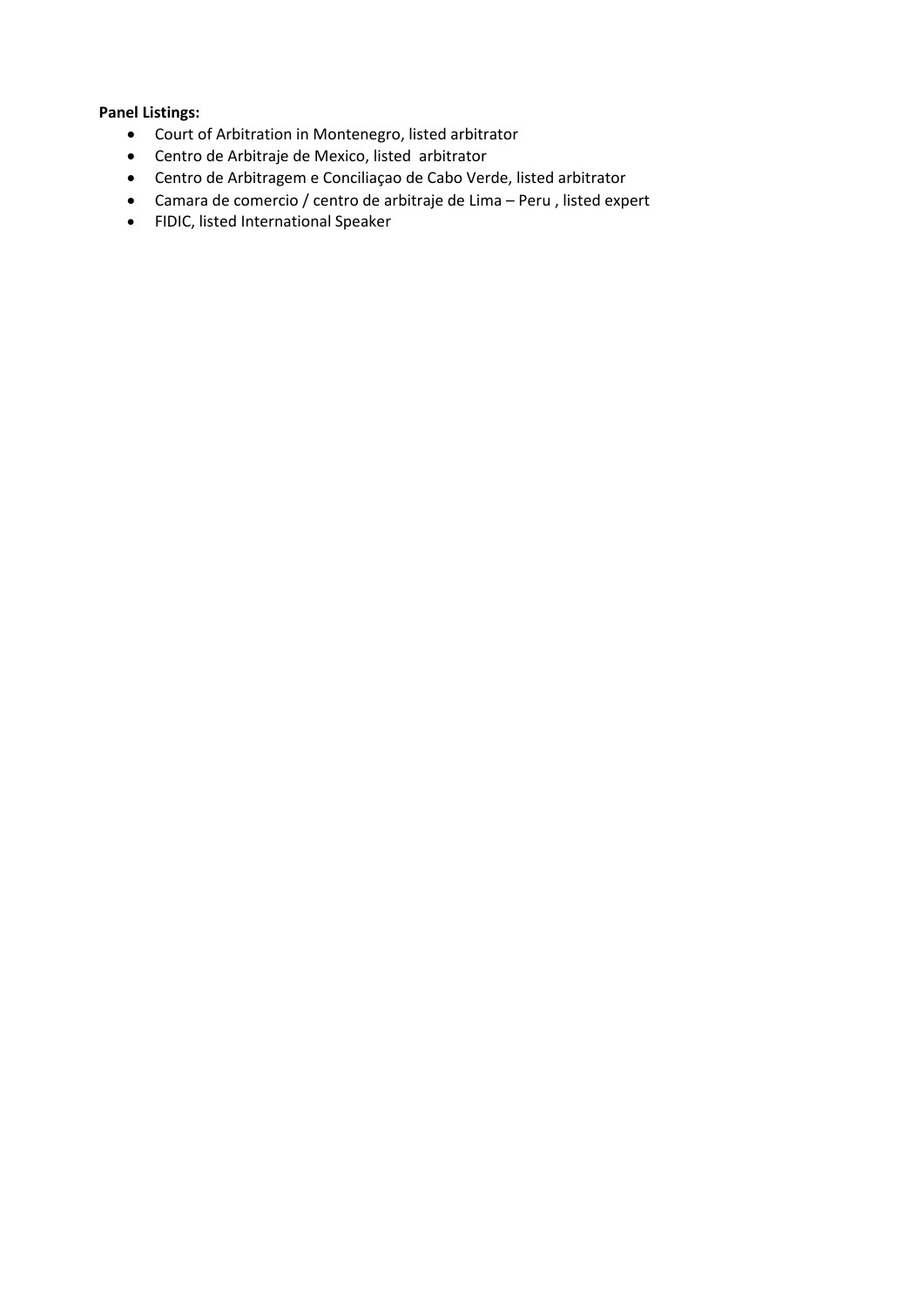**Panel Listings:**

- Court of Arbitration in Montenegro, listed arbitrator
- Centro de Arbitraje de Mexico, listed arbitrator
- Centro de Arbitragem e Conciliaçao de Cabo Verde, listed arbitrator
- Camara de comercio / centro de arbitraje de Lima – Peru , listed expert
- FIDIC, listed International Speaker